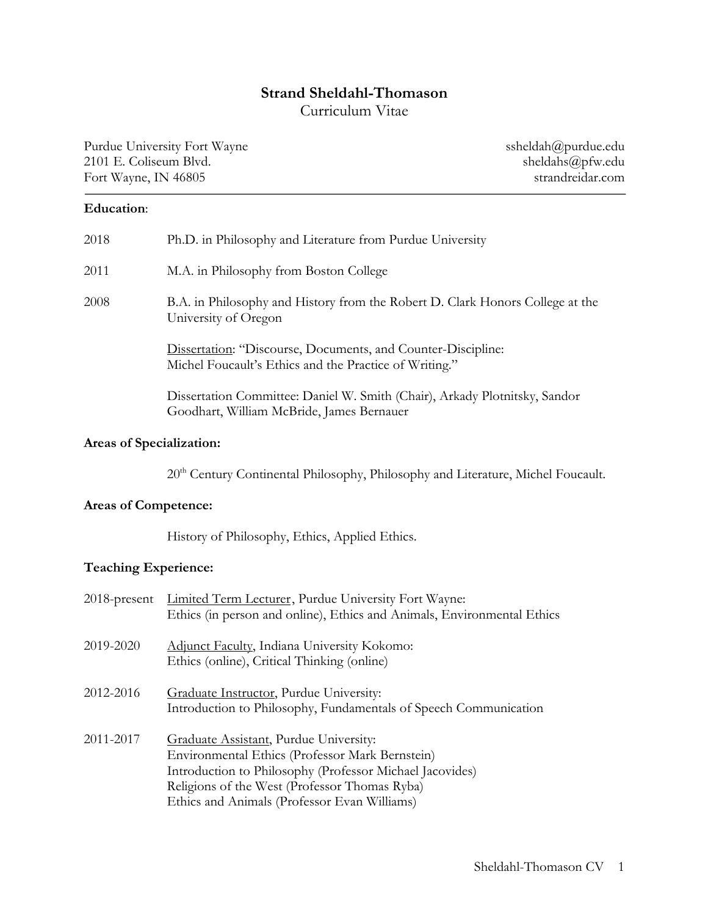# Strand Sheldahl-Thomason

Curriculum Vitae

Purdue University Fort Wayne
2101 E. Coliseum Blvd.
Fort Wayne, IN 46805

ssheldah@purdue.edu
sheldahs@pfw.edu
strandreidar.com

---

**Education**:

2018 Ph.D. in Philosophy and Literature from Purdue University

2011 M.A. in Philosophy from Boston College

2008 B.A. in Philosophy and History from the Robert D. Clark Honors College at the University of Oregon

Dissertation: "Discourse, Documents, and Counter-Discipline: Michel Foucault's Ethics and the Practice of Writing."

Dissertation Committee: Daniel W. Smith (Chair), Arkady Plotnitsky, Sandor Goodhart, William McBride, James Bernauer

**Areas of Specialization:**

20th Century Continental Philosophy, Philosophy and Literature, Michel Foucault.

**Areas of Competence:**

History of Philosophy, Ethics, Applied Ethics.

**Teaching Experience:**

2018-present Limited Term Lecturer, Purdue University Fort Wayne:
Ethics (in person and online), Ethics and Animals, Environmental Ethics

2019-2020 Adjunct Faculty, Indiana University Kokomo:
Ethics (online), Critical Thinking (online)

2012-2016 Graduate Instructor, Purdue University:
Introduction to Philosophy, Fundamentals of Speech Communication

2011-2017 Graduate Assistant, Purdue University:
Environmental Ethics (Professor Mark Bernstein)
Introduction to Philosophy (Professor Michael Jacovides)
Religions of the West (Professor Thomas Ryba)
Ethics and Animals (Professor Evan Williams)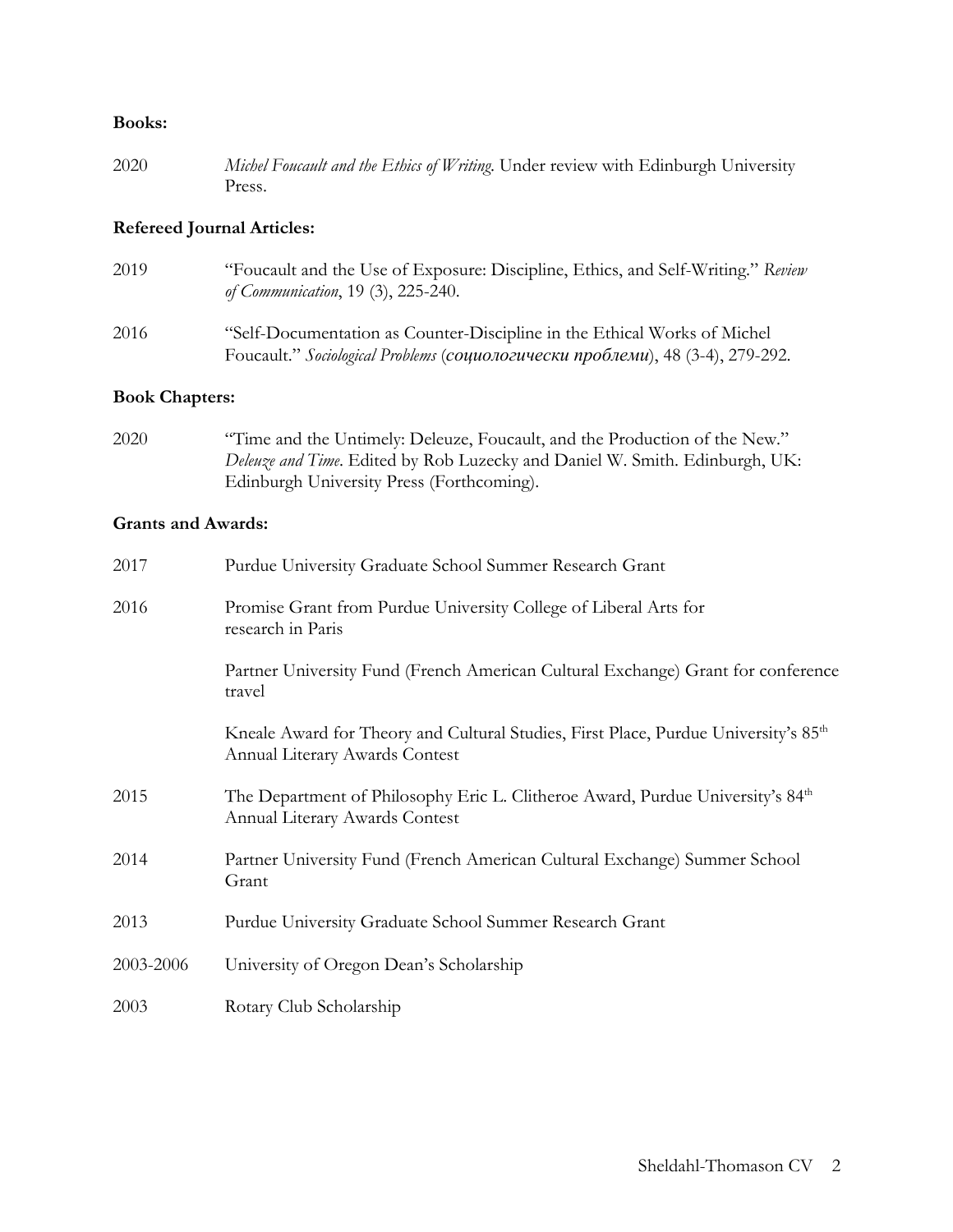**Books:**

2020 *Michel Foucault and the Ethics of Writing*. Under review with Edinburgh University Press.

**Refereed Journal Articles:**

2019 "Foucault and the Use of Exposure: Discipline, Ethics, and Self-Writing." *Review of Communication*, 19 (3), 225-240.

2016 "Self-Documentation as Counter-Discipline in the Ethical Works of Michel Foucault." *Sociological Problems* (*социологически проблеми*), 48 (3-4), 279-292.

**Book Chapters:**

2020 "Time and the Untimely: Deleuze, Foucault, and the Production of the New." *Deleuze and Time*. Edited by Rob Luzecky and Daniel W. Smith. Edinburgh, UK: Edinburgh University Press (Forthcoming).

**Grants and Awards:**

2017 Purdue University Graduate School Summer Research Grant

2016 Promise Grant from Purdue University College of Liberal Arts for research in Paris

Partner University Fund (French American Cultural Exchange) Grant for conference travel

Kneale Award for Theory and Cultural Studies, First Place, Purdue University's 85th Annual Literary Awards Contest

2015 The Department of Philosophy Eric L. Clitheroe Award, Purdue University's 84th Annual Literary Awards Contest

2014 Partner University Fund (French American Cultural Exchange) Summer School Grant

2013 Purdue University Graduate School Summer Research Grant

2003-2006 University of Oregon Dean's Scholarship

2003 Rotary Club Scholarship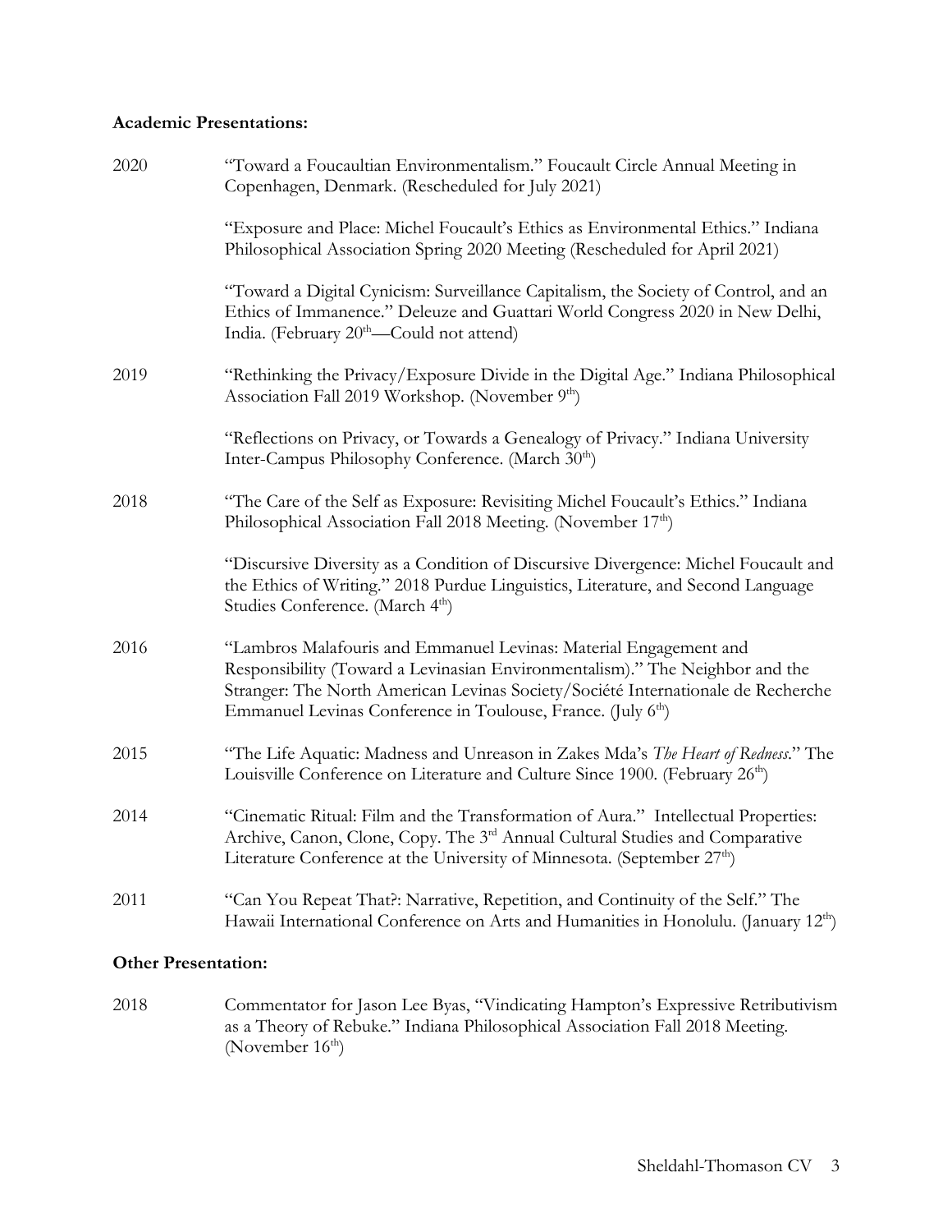**Academic Presentations:**

2020 "Toward a Foucaultian Environmentalism." Foucault Circle Annual Meeting in Copenhagen, Denmark. (Rescheduled for July 2021)

"Exposure and Place: Michel Foucault's Ethics as Environmental Ethics." Indiana Philosophical Association Spring 2020 Meeting (Rescheduled for April 2021)

"Toward a Digital Cynicism: Surveillance Capitalism, the Society of Control, and an Ethics of Immanence." Deleuze and Guattari World Congress 2020 in New Delhi, India. (February 20th—Could not attend)

2019 "Rethinking the Privacy/Exposure Divide in the Digital Age." Indiana Philosophical Association Fall 2019 Workshop. (November 9th)

"Reflections on Privacy, or Towards a Genealogy of Privacy." Indiana University Inter-Campus Philosophy Conference. (March 30th)

2018 "The Care of the Self as Exposure: Revisiting Michel Foucault's Ethics." Indiana Philosophical Association Fall 2018 Meeting. (November 17th)

"Discursive Diversity as a Condition of Discursive Divergence: Michel Foucault and the Ethics of Writing." 2018 Purdue Linguistics, Literature, and Second Language Studies Conference. (March 4th)

2016 "Lambros Malafouris and Emmanuel Levinas: Material Engagement and Responsibility (Toward a Levinasian Environmentalism)." The Neighbor and the Stranger: The North American Levinas Society/Société Internationale de Recherche Emmanuel Levinas Conference in Toulouse, France. (July 6th)

2015 "The Life Aquatic: Madness and Unreason in Zakes Mda's *The Heart of Redness*." The Louisville Conference on Literature and Culture Since 1900. (February 26th)

2014 "Cinematic Ritual: Film and the Transformation of Aura." Intellectual Properties: Archive, Canon, Clone, Copy. The 3rd Annual Cultural Studies and Comparative Literature Conference at the University of Minnesota. (September 27th)

2011 "Can You Repeat That?: Narrative, Repetition, and Continuity of the Self." The Hawaii International Conference on Arts and Humanities in Honolulu. (January 12th)

**Other Presentation:**

2018 Commentator for Jason Lee Byas, "Vindicating Hampton's Expressive Retributivism as a Theory of Rebuke." Indiana Philosophical Association Fall 2018 Meeting. (November 16th)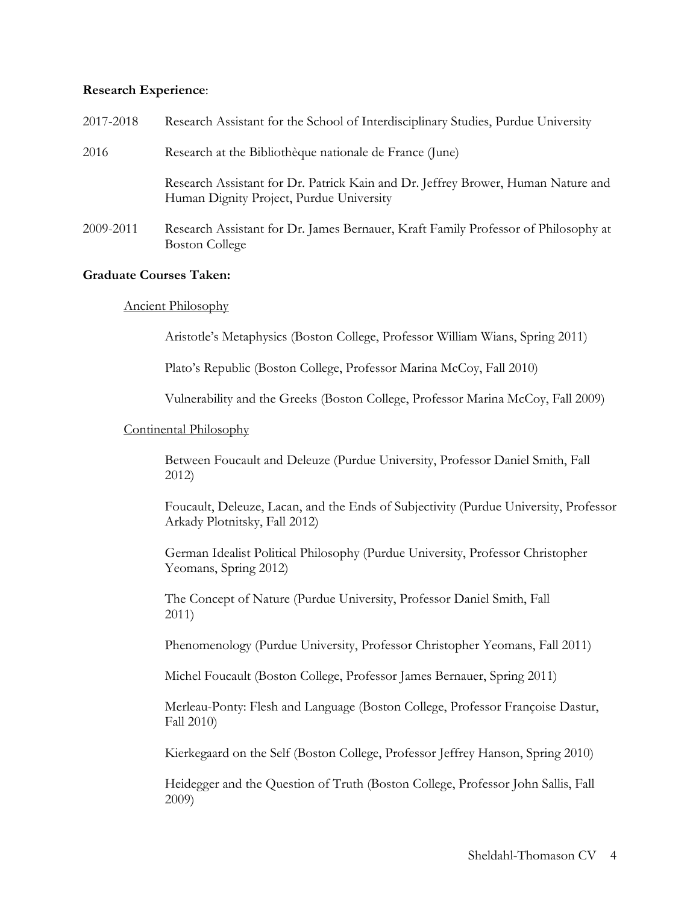**Research Experience**:

2017-2018 Research Assistant for the School of Interdisciplinary Studies, Purdue University

2016 Research at the Bibliothèque nationale de France (June)

Research Assistant for Dr. Patrick Kain and Dr. Jeffrey Brower, Human Nature and Human Dignity Project, Purdue University

2009-2011 Research Assistant for Dr. James Bernauer, Kraft Family Professor of Philosophy at Boston College

**Graduate Courses Taken:**

Ancient Philosophy

Aristotle's Metaphysics (Boston College, Professor William Wians, Spring 2011)

Plato's Republic (Boston College, Professor Marina McCoy, Fall 2010)

Vulnerability and the Greeks (Boston College, Professor Marina McCoy, Fall 2009)

Continental Philosophy

Between Foucault and Deleuze (Purdue University, Professor Daniel Smith, Fall 2012)

Foucault, Deleuze, Lacan, and the Ends of Subjectivity (Purdue University, Professor Arkady Plotnitsky, Fall 2012)

German Idealist Political Philosophy (Purdue University, Professor Christopher Yeomans, Spring 2012)

The Concept of Nature (Purdue University, Professor Daniel Smith, Fall 2011)

Phenomenology (Purdue University, Professor Christopher Yeomans, Fall 2011)

Michel Foucault (Boston College, Professor James Bernauer, Spring 2011)

Merleau-Ponty: Flesh and Language (Boston College, Professor Françoise Dastur, Fall 2010)

Kierkegaard on the Self (Boston College, Professor Jeffrey Hanson, Spring 2010)

Heidegger and the Question of Truth (Boston College, Professor John Sallis, Fall 2009)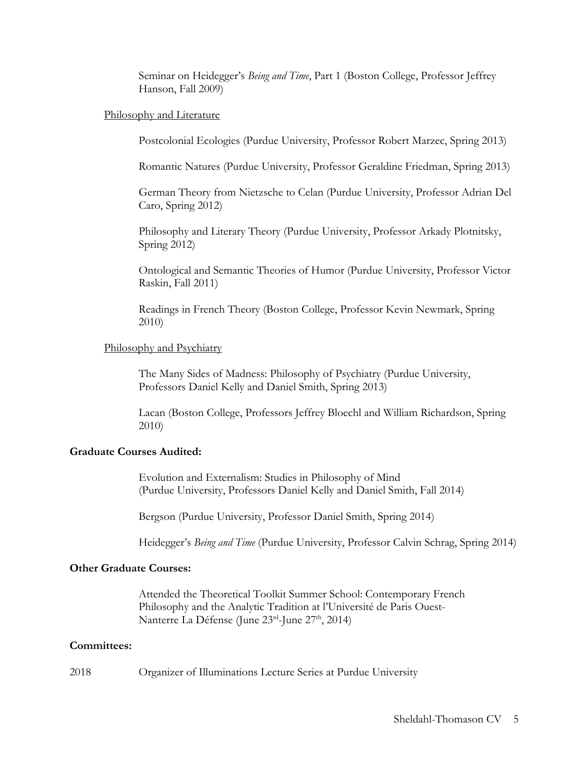Seminar on Heidegger's *Being and Time*, Part 1 (Boston College, Professor Jeffrey Hanson, Fall 2009)

Philosophy and Literature

Postcolonial Ecologies (Purdue University, Professor Robert Marzec, Spring 2013)

Romantic Natures (Purdue University, Professor Geraldine Friedman, Spring 2013)

German Theory from Nietzsche to Celan (Purdue University, Professor Adrian Del Caro, Spring 2012)

Philosophy and Literary Theory (Purdue University, Professor Arkady Plotnitsky, Spring 2012)

Ontological and Semantic Theories of Humor (Purdue University, Professor Victor Raskin, Fall 2011)

Readings in French Theory (Boston College, Professor Kevin Newmark, Spring 2010)

Philosophy and Psychiatry

The Many Sides of Madness: Philosophy of Psychiatry (Purdue University, Professors Daniel Kelly and Daniel Smith, Spring 2013)

Lacan (Boston College, Professors Jeffrey Bloechl and William Richardson, Spring 2010)

**Graduate Courses Audited:**

Evolution and Externalism: Studies in Philosophy of Mind (Purdue University, Professors Daniel Kelly and Daniel Smith, Fall 2014)

Bergson (Purdue University, Professor Daniel Smith, Spring 2014)

Heidegger's *Being and Time* (Purdue University, Professor Calvin Schrag, Spring 2014)

**Other Graduate Courses:**

Attended the Theoretical Toolkit Summer School: Contemporary French Philosophy and the Analytic Tradition at l'Université de Paris Ouest-Nanterre La Défense (June 23rd-June 27th, 2014)

**Committees:**

2018 Organizer of Illuminations Lecture Series at Purdue University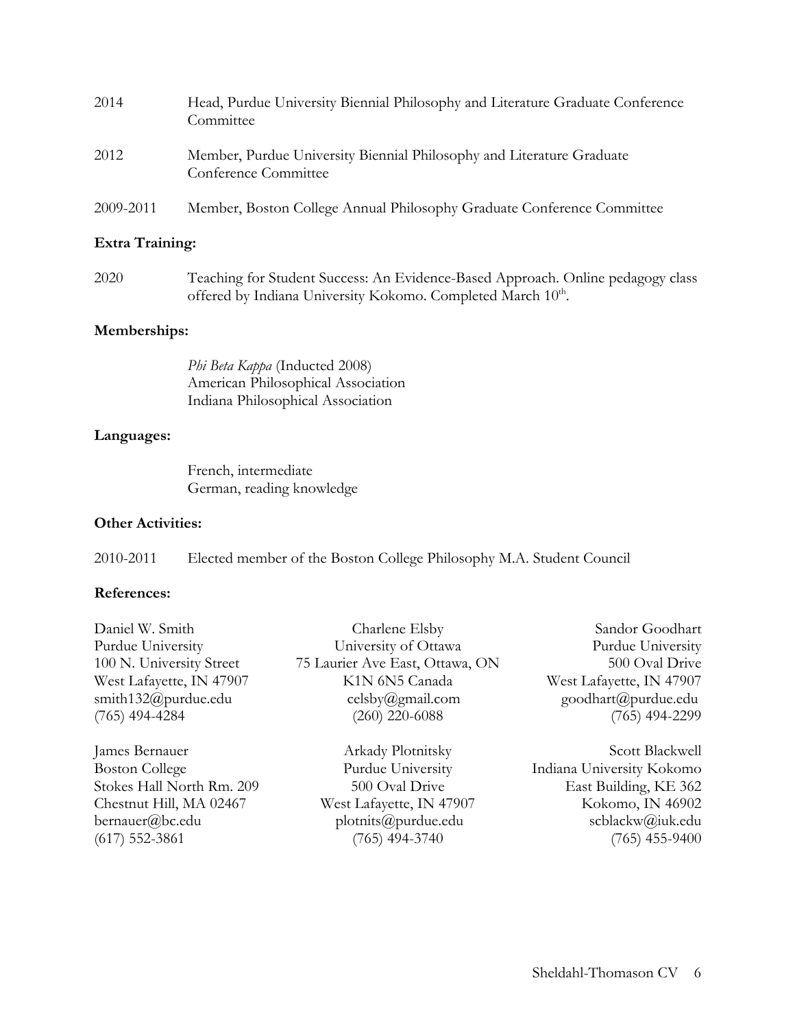| | |
|---|---|
| 2014 | Head, Purdue University Biennial Philosophy and Literature Graduate Conference Committee |
| 2012 | Member, Purdue University Biennial Philosophy and Literature Graduate Conference Committee |
| 2009-2011 | Member, Boston College Annual Philosophy Graduate Conference Committee |

**Extra Training:**

| | |
|---|---|
| 2020 | Teaching for Student Success: An Evidence-Based Approach. Online pedagogy class offered by Indiana University Kokomo. Completed March 10th. |

**Memberships:**

*Phi Beta Kappa* (Inducted 2008)
American Philosophical Association
Indiana Philosophical Association

**Languages:**

French, intermediate
German, reading knowledge

**Other Activities:**

| | |
|---|---|
| 2010-2011 | Elected member of the Boston College Philosophy M.A. Student Council |

**References:**

Daniel W. Smith
Purdue University
100 N. University Street
West Lafayette, IN 47907
smith132@purdue.edu
(765) 494-4284

Charlene Elsby
University of Ottawa
75 Laurier Ave East, Ottawa, ON
K1N 6N5 Canada
celsby@gmail.com
(260) 220-6088

Sandor Goodhart
Purdue University
500 Oval Drive
West Lafayette, IN 47907
goodhart@purdue.edu
(765) 494-2299

James Bernauer
Boston College
Stokes Hall North Rm. 209
Chestnut Hill, MA 02467
bernauer@bc.edu
(617) 552-3861

Arkady Plotnitsky
Purdue University
500 Oval Drive
West Lafayette, IN 47907
plotnits@purdue.edu
(765) 494-3740

Scott Blackwell
Indiana University Kokomo
East Building, KE 362
Kokomo, IN 46902
scblackw@iuk.edu
(765) 455-9400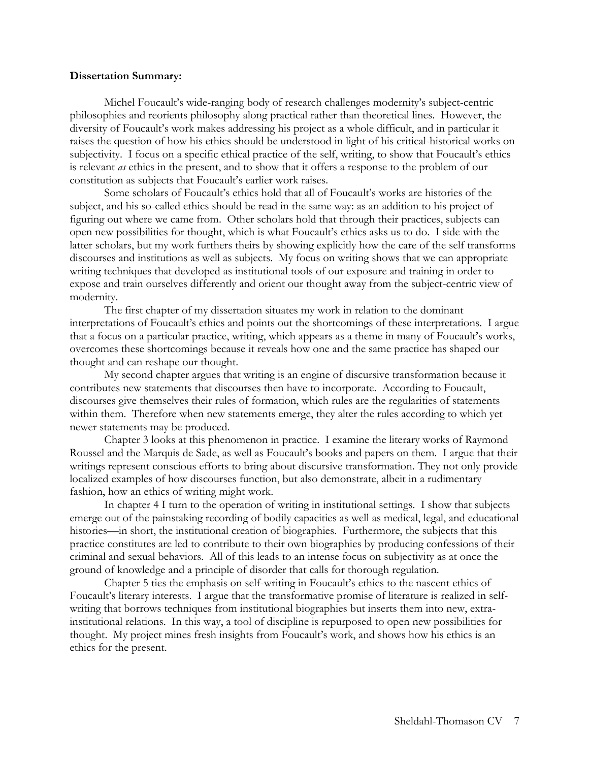**Dissertation Summary:**

Michel Foucault's wide-ranging body of research challenges modernity's subject-centric philosophies and reorients philosophy along practical rather than theoretical lines. However, the diversity of Foucault's work makes addressing his project as a whole difficult, and in particular it raises the question of how his ethics should be understood in light of his critical-historical works on subjectivity. I focus on a specific ethical practice of the self, writing, to show that Foucault's ethics is relevant *as* ethics in the present, and to show that it offers a response to the problem of our constitution as subjects that Foucault's earlier work raises.

Some scholars of Foucault's ethics hold that all of Foucault's works are histories of the subject, and his so-called ethics should be read in the same way: as an addition to his project of figuring out where we came from. Other scholars hold that through their practices, subjects can open new possibilities for thought, which is what Foucault's ethics asks us to do. I side with the latter scholars, but my work furthers theirs by showing explicitly how the care of the self transforms discourses and institutions as well as subjects. My focus on writing shows that we can appropriate writing techniques that developed as institutional tools of our exposure and training in order to expose and train ourselves differently and orient our thought away from the subject-centric view of modernity.

The first chapter of my dissertation situates my work in relation to the dominant interpretations of Foucault's ethics and points out the shortcomings of these interpretations. I argue that a focus on a particular practice, writing, which appears as a theme in many of Foucault's works, overcomes these shortcomings because it reveals how one and the same practice has shaped our thought and can reshape our thought.

My second chapter argues that writing is an engine of discursive transformation because it contributes new statements that discourses then have to incorporate. According to Foucault, discourses give themselves their rules of formation, which rules are the regularities of statements within them. Therefore when new statements emerge, they alter the rules according to which yet newer statements may be produced.

Chapter 3 looks at this phenomenon in practice. I examine the literary works of Raymond Roussel and the Marquis de Sade, as well as Foucault's books and papers on them. I argue that their writings represent conscious efforts to bring about discursive transformation. They not only provide localized examples of how discourses function, but also demonstrate, albeit in a rudimentary fashion, how an ethics of writing might work.

In chapter 4 I turn to the operation of writing in institutional settings. I show that subjects emerge out of the painstaking recording of bodily capacities as well as medical, legal, and educational histories—in short, the institutional creation of biographies. Furthermore, the subjects that this practice constitutes are led to contribute to their own biographies by producing confessions of their criminal and sexual behaviors. All of this leads to an intense focus on subjectivity as at once the ground of knowledge and a principle of disorder that calls for thorough regulation.

Chapter 5 ties the emphasis on self-writing in Foucault's ethics to the nascent ethics of Foucault's literary interests. I argue that the transformative promise of literature is realized in self-writing that borrows techniques from institutional biographies but inserts them into new, extra-institutional relations. In this way, a tool of discipline is repurposed to open new possibilities for thought. My project mines fresh insights from Foucault's work, and shows how his ethics is an ethics for the present.